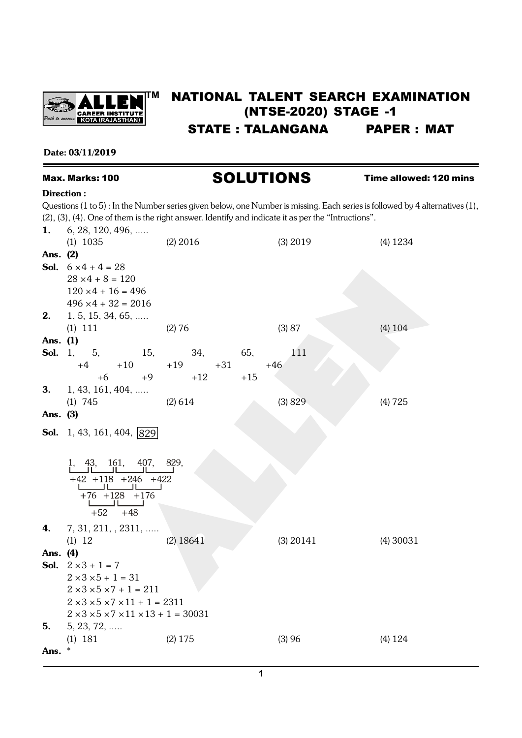# NATIONAL TALENT SEARCH EXAMINATION (NTSE-2020) STAGE -1

## STATE : TALANGANA PAPER : MAT

**Date: 03/11/2019**

**Max. Marks: 100** | **SOLUTIONS** | **Time allowed: 120 mins**

**Direction :**

Questions (1 to 5) : In the Number series given below, one Number is missing. Each series is followed by 4 alternatives (1), (2), (3), (4). One of them is the right answer. Identify and indicate it as per the "Intructions".

**1.** 6, 28, 120, 496, .....

(1) 1035 (2) 2016 (3) 2019 (4) 1234

**Ans. (2)**

**Sol.** $6 \times 4 + 4 = 28$

$28 \times 4 + 8 = 120$

$120 \times 4 + 16 = 496$

$496 \times 4 + 32 = 2016$

**2.** 1, 5, 15, 34, 65, .....

(1) 111 (2) 76 (3) 87 (4) 104

**Ans. (1)**

**Sol.** 1, 5, 15, 34, 65, 111

+4, +10, +19, +31, +46

+6, +9, +12, +15

**3.** 1, 43, 161, 404, .....

(1) 745 (2) 614 (3) 829 (4) 725

**Ans. (3)**

**Sol.** 1, 43, 161, 404, 829

1, 43, 161, 407, 829,

+42 +118 +246 +422

+76 +128 +176

+52 +48

**4.** 7, 31, 211, , 2311, .....

(1) 12 (2) 18641 (3) 20141 (4) 30031

**Ans. (4)**

**Sol.** $2 \times 3 + 1 = 7$

$2 \times 3 \times 5 + 1 = 31$

$2 \times 3 \times 5 \times 7 + 1 = 211$

$2 \times 3 \times 5 \times 7 \times 11 + 1 = 2311$

$2 \times 3 \times 5 \times 7 \times 11 \times 13 + 1 = 30031$

**5.** 5, 23, 72, .....

(1) 181 (2) 175 (3) 96 (4) 124

**Ans.** *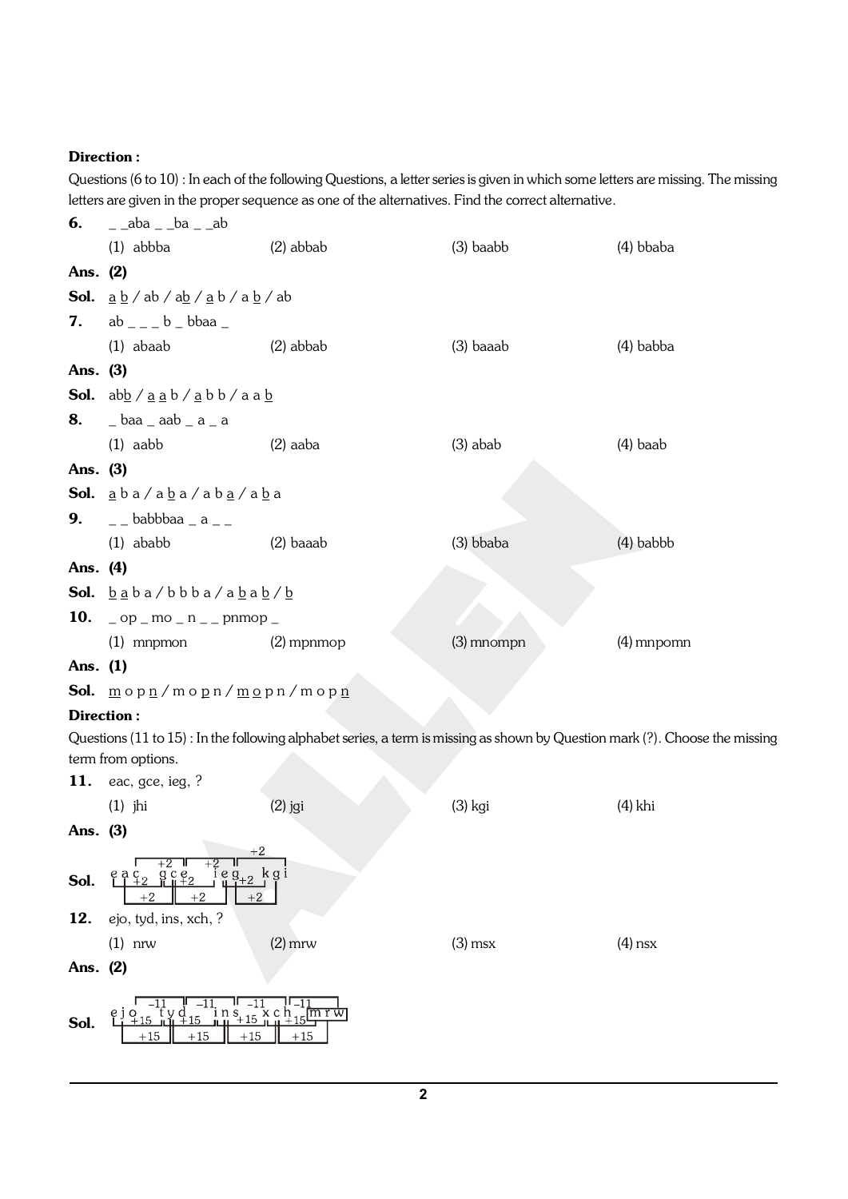**Direction :**

Questions (6 to 10) : In each of the following Questions, a letter series is given in which some letters are missing. The missing letters are given in the proper sequence as one of the alternatives. Find the correct alternative.

**6.** _ _aba _ _ba _ _ab

(1) abbba (2) abbab (3) baabb (4) bbaba

**Ans. (2)**

**Sol.** a b / ab / ab / a b / a b / ab

**7.** ab _ _ _ b _ bbaa _

(1) abaab (2) abbab (3) baaab (4) babba

**Ans. (3)**

**Sol.** abb / a a b / a b b / a a b

**8.** _ baa _ aab _ a _ a

(1) aabb (2) aaba (3) abab (4) baab

**Ans. (3)**

**Sol.** a b a / a b a / a b a / a b a

**9.** _ _ babbbaa _ a _ _

(1) ababb (2) baaab (3) bbaba (4) babbb

**Ans. (4)**

**Sol.** b a b a / b b b a / a b a b / b

**10.** _ op _ mo _ n _ _ pnmop _

(1) mnpmon (2) mpnmop (3) mnompn (4) mnpomn

**Ans. (1)**

**Sol.** m o p n / m o p n / m o p n / m o p n

**Direction :**

Questions (11 to 15) : In the following alphabet series, a term is missing as shown by Question mark (?). Choose the missing term from options.

**11.** eac, gce, ieg, ?

(1) jhi (2) jgi (3) kgi (4) khi

**Ans. (3)**

**Sol.** eac → gce → ieg → kgi (each letter +2)

**12.** ejo, tyd, ins, xch, ?

(1) nrw (2) mrw (3) msx (4) nsx

**Ans. (2)**

**Sol.** ejo → tyd → ins → xch → mrw (+15 / −11 pattern)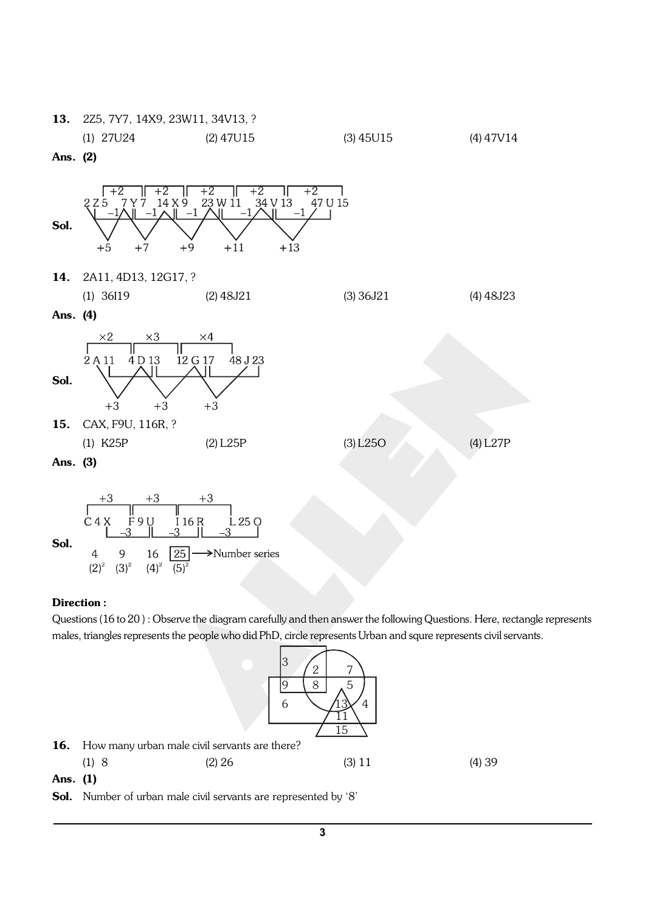**13.** 2Z5, 7Y7, 14X9, 23W11, 34V13, ?

(1) 27U24 (2) 47U15 (3) 45U15 (4) 47V14

**Ans. (2)**

**Sol.**

2 Z 5 → 7 Y 7 → 14 X 9 → 23 W 11 → 34 V 13 → 47 U 15

Letters: −1 each step (Z, Y, X, W, V, U)

Last numbers: +2 each step (5, 7, 9, 11, 13, 15)

First numbers: +5, +7, +9, +11, +13 (2, 7, 14, 23, 34, 47)

**14.** 2A11, 4D13, 12G17, ?

(1) 36I19 (2) 48J21 (3) 36J21 (4) 48J23

**Ans. (4)**

**Sol.**

2 A 11 → 4 D 13 → 12 G 17 → 48 J 23

First numbers: ×2, ×3, ×4

Letters: +3 each step (A, D, G, J)

**15.** CAX, F9U, 116R, ?

(1) K25P (2) L25P (3) L25O (4) L27P

**Ans. (3)**

**Sol.**

C 4 X → F 9 U → I 16 R → L 25 O

First letters: +3 each step

Last letters: −3 each step

4, 9, 16, 25 → Number series: $(2)^2$, $(3)^2$, $(4)^2$, $(5)^2$

**Direction :**

Questions (16 to 20) : Observe the diagram carefully and then answer the following Questions. Here, rectangle represents males, triangles represents the people who did PhD, circle represents Urban and squre represents civil servants.

**16.** How many urban male civil servants are there?

(1) 8 (2) 26 (3) 11 (4) 39

**Ans. (1)**

**Sol.** Number of urban male civil servants are represented by '8'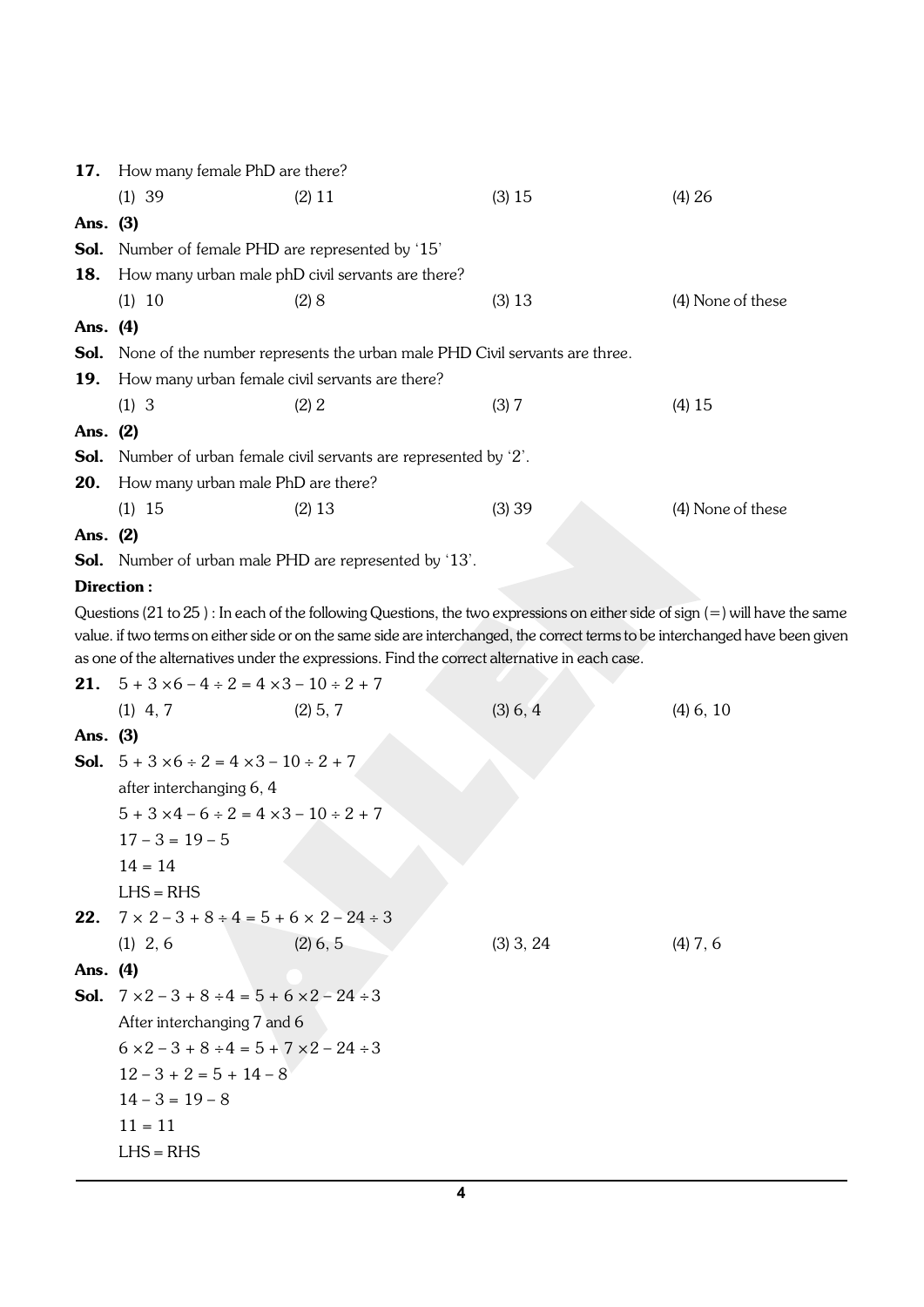**17.** How many female PhD are there?

(1) 39 (2) 11 (3) 15 (4) 26

**Ans. (3)**

**Sol.** Number of female PHD are represented by '15'

**18.** How many urban male phD civil servants are there?

(1) 10 (2) 8 (3) 13 (4) None of these

**Ans. (4)**

**Sol.** None of the number represents the urban male PHD Civil servants are three.

**19.** How many urban female civil servants are there?

(1) 3 (2) 2 (3) 7 (4) 15

**Ans. (2)**

**Sol.** Number of urban female civil servants are represented by '2'.

**20.** How many urban male PhD are there?

(1) 15 (2) 13 (3) 39 (4) None of these

**Ans. (2)**

**Sol.** Number of urban male PHD are represented by '13'.

**Direction :**

Questions (21 to 25 ) : In each of the following Questions, the two expressions on either side of sign (=) will have the same value. if two terms on either side or on the same side are interchanged, the correct terms to be interchanged have been given as one of the alternatives under the expressions. Find the correct alternative in each case.

**21.** $5 + 3 \times 6 - 4 \div 2 = 4 \times 3 - 10 \div 2 + 7$

(1) 4, 7 (2) 5, 7 (3) 6, 4 (4) 6, 10

**Ans. (3)**

**Sol.** $5 + 3 \times 6 \div 2 = 4 \times 3 - 10 \div 2 + 7$

after interchanging 6, 4

$5 + 3 \times 4 - 6 \div 2 = 4 \times 3 - 10 \div 2 + 7$

$17 - 3 = 19 - 5$

$14 = 14$

LHS = RHS

**22.** $7 \times 2 - 3 + 8 \div 4 = 5 + 6 \times 2 - 24 \div 3$

(1) 2, 6 (2) 6, 5 (3) 3, 24 (4) 7, 6

**Ans. (4)**

**Sol.** $7 \times 2 - 3 + 8 \div 4 = 5 + 6 \times 2 - 24 \div 3$

After interchanging 7 and 6

$6 \times 2 - 3 + 8 \div 4 = 5 + 7 \times 2 - 24 \div 3$

$12 - 3 + 2 = 5 + 14 - 8$

$14 - 3 = 19 - 8$

$11 = 11$

LHS = RHS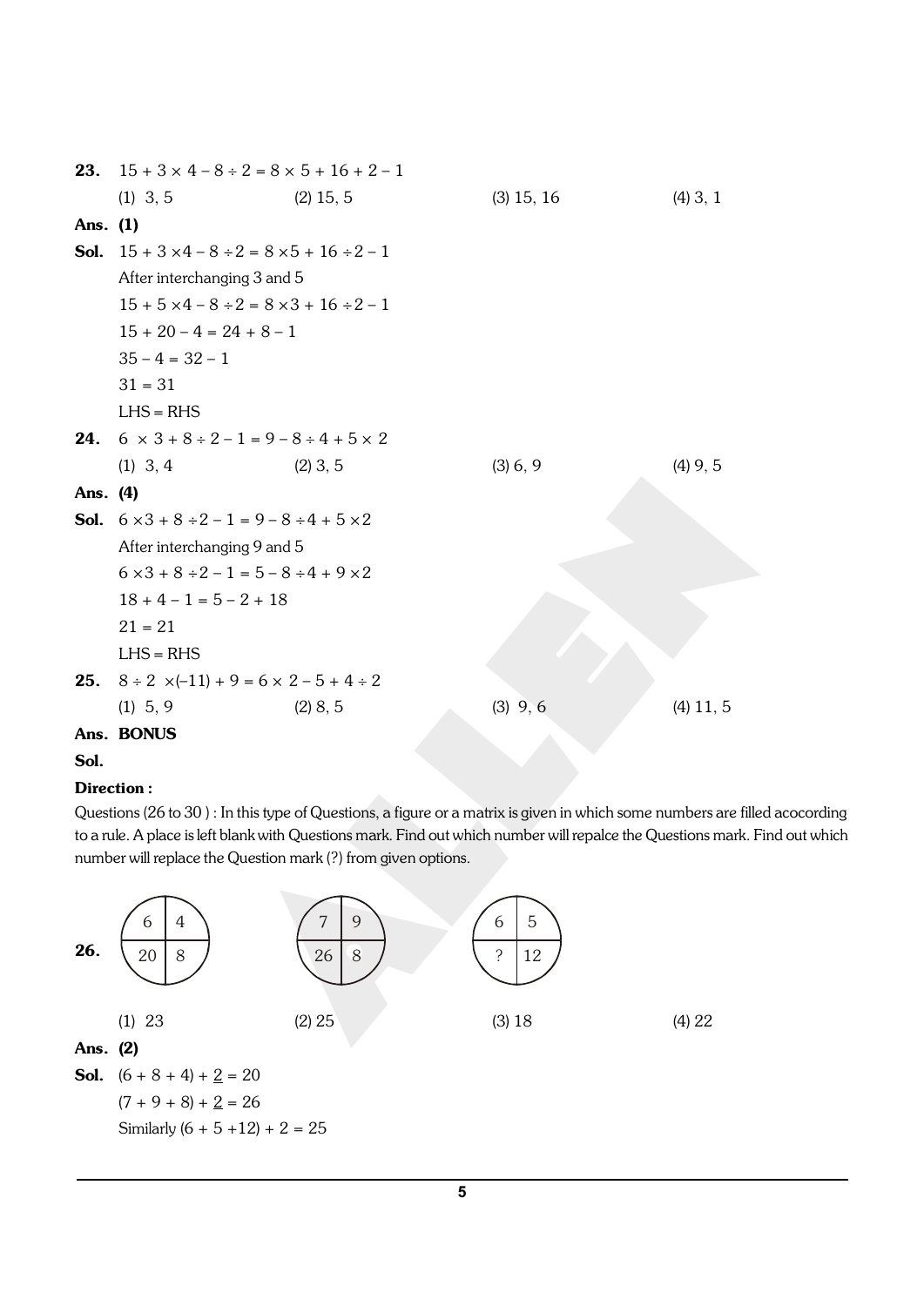**23.** $15 + 3 \times 4 - 8 \div 2 = 8 \times 5 + 16 + 2 - 1$

(1) 3, 5 (2) 15, 5 (3) 15, 16 (4) 3, 1

**Ans. (1)**

**Sol.** $15 + 3 \times 4 - 8 \div 2 = 8 \times 5 + 16 \div 2 - 1$

After interchanging 3 and 5

$15 + 5 \times 4 - 8 \div 2 = 8 \times 3 + 16 \div 2 - 1$

$15 + 20 - 4 = 24 + 8 - 1$

$35 - 4 = 32 - 1$

$31 = 31$

LHS = RHS

**24.** $6 \times 3 + 8 \div 2 - 1 = 9 - 8 \div 4 + 5 \times 2$

(1) 3, 4 (2) 3, 5 (3) 6, 9 (4) 9, 5

**Ans. (4)**

**Sol.** $6 \times 3 + 8 \div 2 - 1 = 9 - 8 \div 4 + 5 \times 2$

After interchanging 9 and 5

$6 \times 3 + 8 \div 2 - 1 = 5 - 8 \div 4 + 9 \times 2$

$18 + 4 - 1 = 5 - 2 + 18$

$21 = 21$

LHS = RHS

**25.** $8 \div 2 \times (-11) + 9 = 6 \times 2 - 5 + 4 \div 2$

(1) 5, 9 (2) 8, 5 (3) 9, 6 (4) 11, 5

**Ans. BONUS**

**Sol.**

**Direction :**

Questions (26 to 30 ) : In this type of Questions, a figure or a matrix is given in which some numbers are filled acocording to a rule. A place is left blank with Questions mark. Find out which number will repalce the Questions mark. Find out which number will replace the Question mark (?) from given options.

**26.**

| Circle 1 | | Circle 2 | | Circle 3 | |
|---|---|---|---|---|---|
| 6 | 4 | 7 | 9 | 6 | 5 |
| 20 | 8 | 26 | 8 | ? | 12 |

(1) 23 (2) 25 (3) 18 (4) 22

**Ans. (2)**

**Sol.** $(6 + 8 + 4) + \underline{2} = 20$

$(7 + 9 + 8) + \underline{2} = 26$

Similarly $(6 + 5 + 12) + 2 = 25$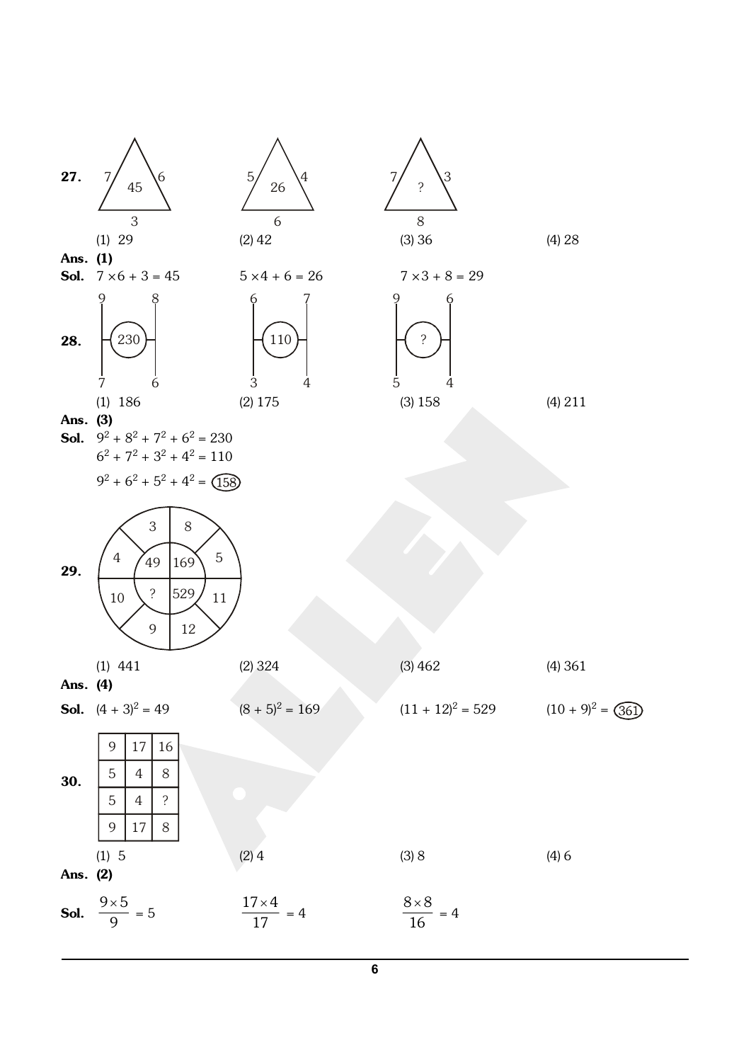**27.** 

| Triangle 1 | Triangle 2 | Triangle 3 |
|---|---|---|
| Left: 7, Right: 6, Bottom: 3, Centre: 45 | Left: 5, Right: 4, Bottom: 6, Centre: 26 | Left: 7, Right: 3, Bottom: 8, Centre: ? |

(1) 29 (2) 42 (3) 36 (4) 28

**Ans. (1)**

**Sol.** $7 \times 6 + 3 = 45$ $5 \times 4 + 6 = 26$ $7 \times 3 + 8 = 29$

**28.** 

| Figure 1 | Figure 2 | Figure 3 |
|---|---|---|
| Top: 9, 8; Bottom: 7, 6; Centre: 230 | Top: 6, 7; Bottom: 3, 4; Centre: 110 | Top: 9, 6; Bottom: 5, 4; Centre: ? |

(1) 186 (2) 175 (3) 158 (4) 211

**Ans. (3)**

**Sol.** $9^2 + 8^2 + 7^2 + 6^2 = 230$

$6^2 + 7^2 + 3^2 + 4^2 = 110$

$9^2 + 6^2 + 5^2 + 4^2 = 158$

**29.** 

Circle: outer segments 3, 8, 5, 11, 12, 9, 10, 4; inner quadrants 49, 169, 529, ?

(1) 441 (2) 324 (3) 462 (4) 361

**Ans. (4)**

**Sol.** $(4 + 3)^2 = 49$ $(8 + 5)^2 = 169$ $(11 + 12)^2 = 529$ $(10 + 9)^2 = 361$

**30.** 

| | | |
|---|---|---|
| 9 | 17 | 16 |
| 5 | 4 | 8 |
| 5 | 4 | ? |
| 9 | 17 | 8 |

(1) 5 (2) 4 (3) 8 (4) 6

**Ans. (2)**

**Sol.** $\frac{9 \times 5}{9} = 5$ $\frac{17 \times 4}{17} = 4$ $\frac{8 \times 8}{16} = 4$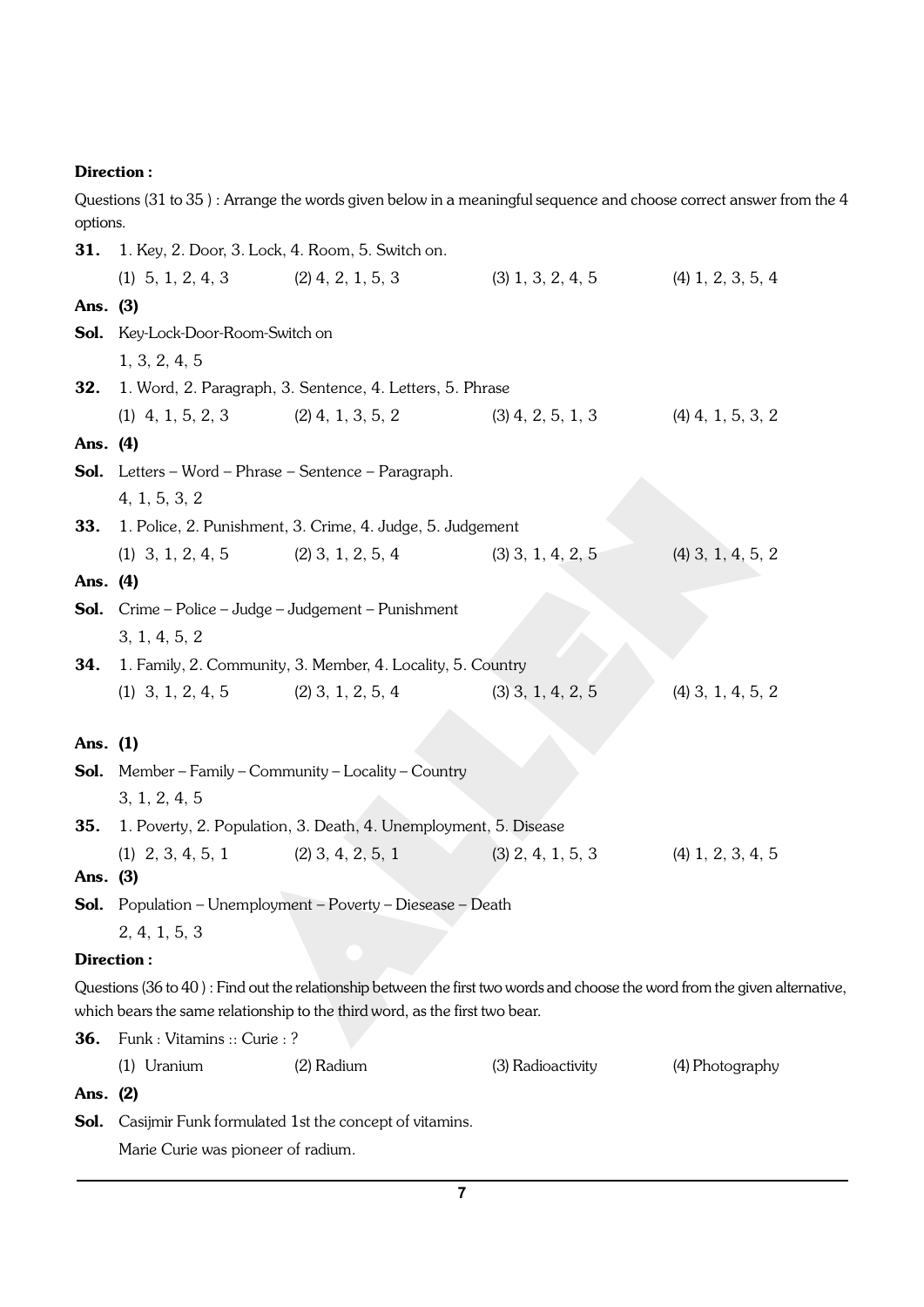**Direction :**

Questions (31 to 35 ) : Arrange the words given below in a meaningful sequence and choose correct answer from the 4 options.

**31.** 1. Key, 2. Door, 3. Lock, 4. Room, 5. Switch on.

(1) 5, 1, 2, 4, 3 (2) 4, 2, 1, 5, 3 (3) 1, 3, 2, 4, 5 (4) 1, 2, 3, 5, 4

**Ans. (3)**

**Sol.** Key-Lock-Door-Room-Switch on

1, 3, 2, 4, 5

**32.** 1. Word, 2. Paragraph, 3. Sentence, 4. Letters, 5. Phrase

(1) 4, 1, 5, 2, 3 (2) 4, 1, 3, 5, 2 (3) 4, 2, 5, 1, 3 (4) 4, 1, 5, 3, 2

**Ans. (4)**

**Sol.** Letters – Word – Phrase – Sentence – Paragraph.

4, 1, 5, 3, 2

**33.** 1. Police, 2. Punishment, 3. Crime, 4. Judge, 5. Judgement

(1) 3, 1, 2, 4, 5 (2) 3, 1, 2, 5, 4 (3) 3, 1, 4, 2, 5 (4) 3, 1, 4, 5, 2

**Ans. (4)**

**Sol.** Crime – Police – Judge – Judgement – Punishment

3, 1, 4, 5, 2

**34.** 1. Family, 2. Community, 3. Member, 4. Locality, 5. Country

(1) 3, 1, 2, 4, 5 (2) 3, 1, 2, 5, 4 (3) 3, 1, 4, 2, 5 (4) 3, 1, 4, 5, 2

**Ans. (1)**

**Sol.** Member – Family – Community – Locality – Country

3, 1, 2, 4, 5

**35.** 1. Poverty, 2. Population, 3. Death, 4. Unemployment, 5. Disease

(1) 2, 3, 4, 5, 1 (2) 3, 4, 2, 5, 1 (3) 2, 4, 1, 5, 3 (4) 1, 2, 3, 4, 5

**Ans. (3)**

**Sol.** Population – Unemployment – Poverty – Diesease – Death

2, 4, 1, 5, 3

**Direction :**

Questions (36 to 40 ) : Find out the relationship between the first two words and choose the word from the given alternative, which bears the same relationship to the third word, as the first two bear.

**36.** Funk : Vitamins :: Curie : ?

(1) Uranium (2) Radium (3) Radioactivity (4) Photography

**Ans. (2)**

**Sol.** Casijmir Funk formulated 1st the concept of vitamins.

Marie Curie was pioneer of radium.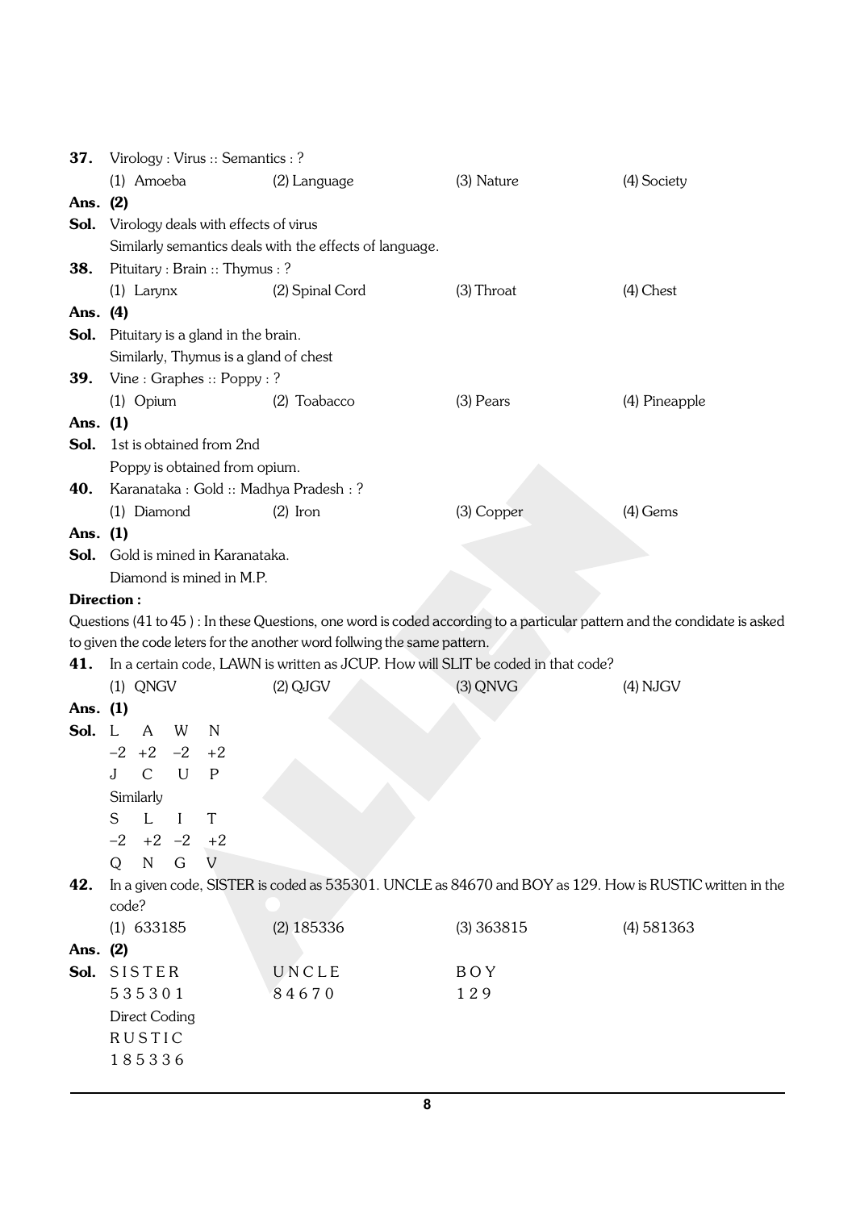**37.** Virology : Virus :: Semantics : ?

(1) Amoeba (2) Language (3) Nature (4) Society

**Ans. (2)**

**Sol.** Virology deals with effects of virus

Similarly semantics deals with the effects of language.

**38.** Pituitary : Brain :: Thymus : ?

(1) Larynx (2) Spinal Cord (3) Throat (4) Chest

**Ans. (4)**

**Sol.** Pituitary is a gland in the brain.

Similarly, Thymus is a gland of chest

**39.** Vine : Graphes :: Poppy : ?

(1) Opium (2) Toabacco (3) Pears (4) Pineapple

**Ans. (1)**

**Sol.** 1st is obtained from 2nd

Poppy is obtained from opium.

**40.** Karanataka : Gold :: Madhya Pradesh : ?

(1) Diamond (2) Iron (3) Copper (4) Gems

**Ans. (1)**

**Sol.** Gold is mined in Karanataka.

Diamond is mined in M.P.

**Direction :**

Questions (41 to 45 ) : In these Questions, one word is coded according to a particular pattern and the condidate is asked to given the code leters for the another word follwing the same pattern.

**41.** In a certain code, LAWN is written as JCUP. How will SLIT be coded in that code?

(1) QNGV (2) QJGV (3) QNVG (4) NJGV

**Ans. (1)**

**Sol.**

```
L   A   W   N
-2  +2  -2  +2
J   C   U   P
```

Similarly

```
S   L   I   T
-2  +2  -2  +2
Q   N   G   V
```

**42.** In a given code, SISTER is coded as 535301. UNCLE as 84670 and BOY as 129. How is RUSTIC written in the code?

(1) 633185 (2) 185336 (3) 363815 (4) 581363

**Ans. (2)**

**Sol.**

```
SISTER     UNCLE     BOY
535301     84670     129
```

Direct Coding

```
RUSTIC
185336
```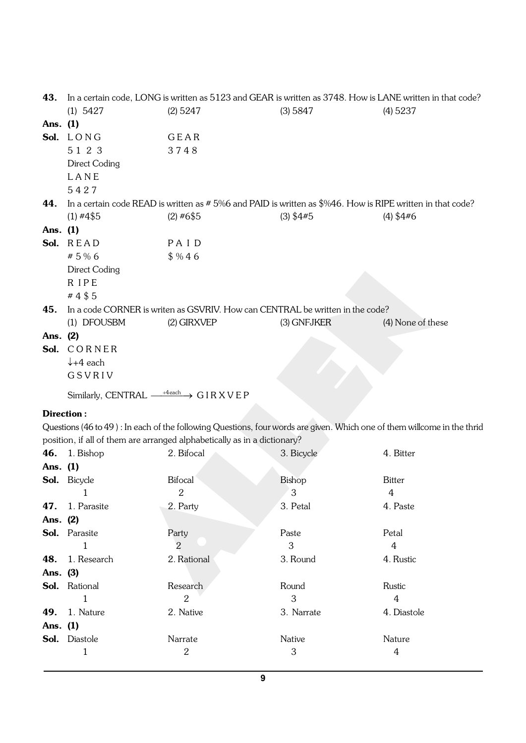**43.** In a certain code, LONG is written as 5123 and GEAR is written as 3748. How is LANE written in that code?

(1) 5427 (2) 5247 (3) 5847 (4) 5237

**Ans. (1)**

**Sol.** L O N G     G E A R

5 1 2 3     3 7 4 8

Direct Coding

L A N E

5 4 2 7

**44.** In a certain code READ is written as # 5%6 and PAID is written as $%46. How is RIPE written in that code?

(1) #4$5 (2) #6$5 (3) $4#5 (4) $4#6

**Ans. (1)**

**Sol.** R E A D     P A I D

# 5 % 6     $ % 4 6

Direct Coding

R I P E

# 4 $ 5

**45.** In a code CORNER is writen as GSVRIV. How can CENTRAL be written in the code?

(1) DFOUSBM (2) GIRXVEP (3) GNFJKER (4) None of these

**Ans. (2)**

**Sol.** C O R N E R

↓+4 each

G S V R I V

Similarly, CENTRAL $\xrightarrow{+4\text{ each}}$ G I R X V E P

**Direction :**

Questions (46 to 49 ) : In each of the following Questions, four words are given. Which one of them willcome in the thrid position, if all of them are arranged alphabetically as in a dictionary?

**46.** 1. Bishop 2. Bifocal 3. Bicycle 4. Bitter

**Ans. (1)**

**Sol.**

| Bicycle | Bifocal | Bishop | Bitter |
|---|---|---|---|
| 1 | 2 | 3 | 4 |

**47.** 1. Parasite 2. Party 3. Petal 4. Paste

**Ans. (2)**

**Sol.**

| Parasite | Party | Paste | Petal |
|---|---|---|---|
| 1 | 2 | 3 | 4 |

**48.** 1. Research 2. Rational 3. Round 4. Rustic

**Ans. (3)**

**Sol.**

| Rational | Research | Round | Rustic |
|---|---|---|---|
| 1 | 2 | 3 | 4 |

**49.** 1. Nature 2. Native 3. Narrate 4. Diastole

**Ans. (1)**

**Sol.**

| Diastole | Narrate | Native | Nature |
|---|---|---|---|
| 1 | 2 | 3 | 4 |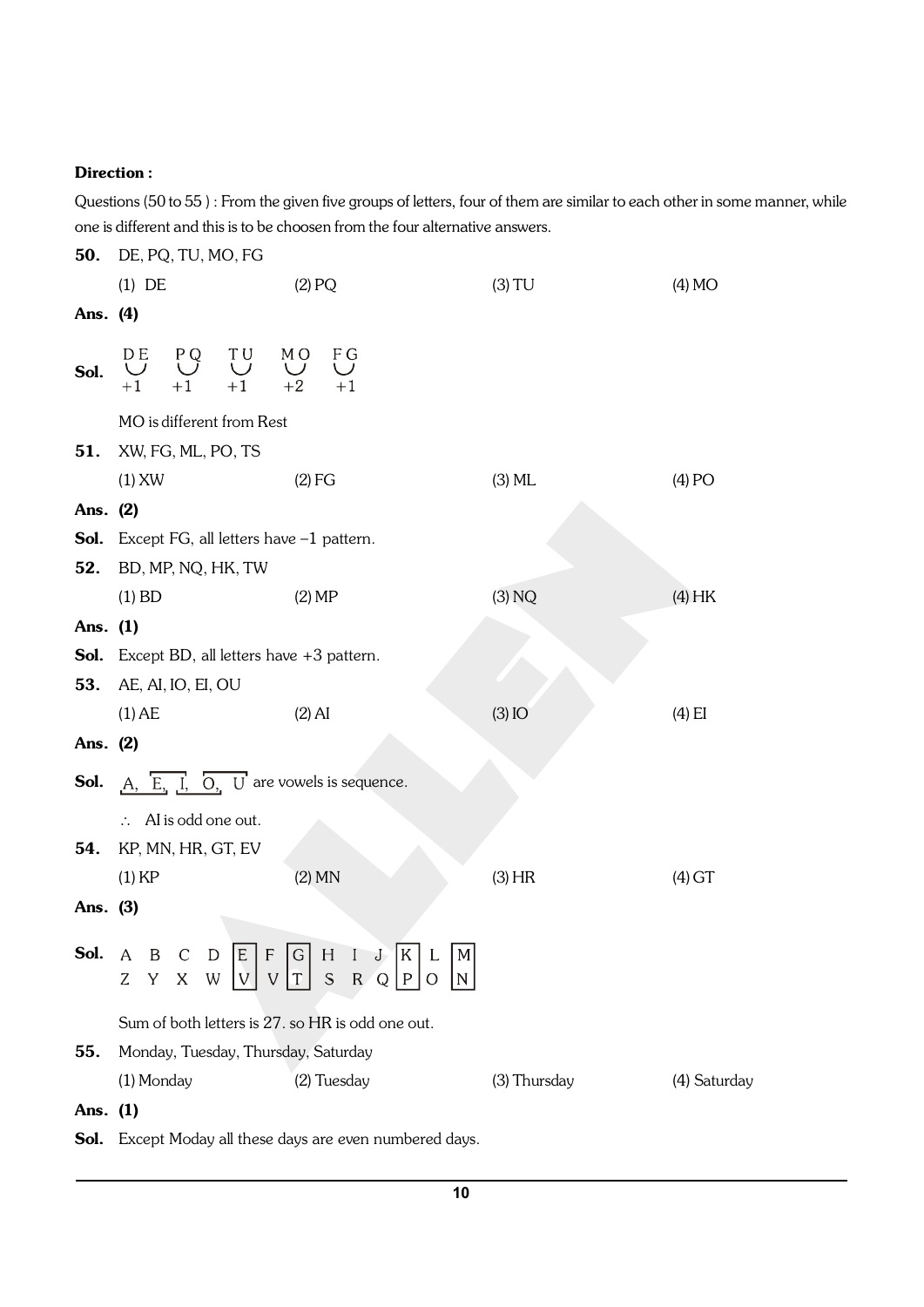**Direction :**

Questions (50 to 55 ) : From the given five groups of letters, four of them are similar to each other in some manner, while one is different and this is to be choosen from the four alternative answers.

**50.** DE, PQ, TU, MO, FG

(1) DE (2) PQ (3) TU (4) MO

**Ans. (4)**

**Sol.**

| DE | PQ | TU | MO | FG |
|---|---|---|---|---|
| +1 | +1 | +1 | +2 | +1 |

MO is different from Rest

**51.** XW, FG, ML, PO, TS

(1) XW (2) FG (3) ML (4) PO

**Ans. (2)**

**Sol.** Except FG, all letters have –1 pattern.

**52.** BD, MP, NQ, HK, TW

(1) BD (2) MP (3) NQ (4) HK

**Ans. (1)**

**Sol.** Except BD, all letters have +3 pattern.

**53.** AE, AI, IO, EI, OU

(1) AE (2) AI (3) IO (4) EI

**Ans. (2)**

**Sol.** A, E, I, O, U are vowels is sequence.

$\therefore$ AI is odd one out.

**54.** KP, MN, HR, GT, EV

(1) KP (2) MN (3) HR (4) GT

**Ans. (3)**

**Sol.**

| A | B | C | D | E | F | G | H | I | J | K | L | M |
|---|---|---|---|---|---|---|---|---|---|---|---|---|
| Z | Y | X | W | V | V | T | S | R | Q | P | O | N |

Sum of both letters is 27. so HR is odd one out.

**55.** Monday, Tuesday, Thursday, Saturday

(1) Monday (2) Tuesday (3) Thursday (4) Saturday

**Ans. (1)**

**Sol.** Except Moday all these days are even numbered days.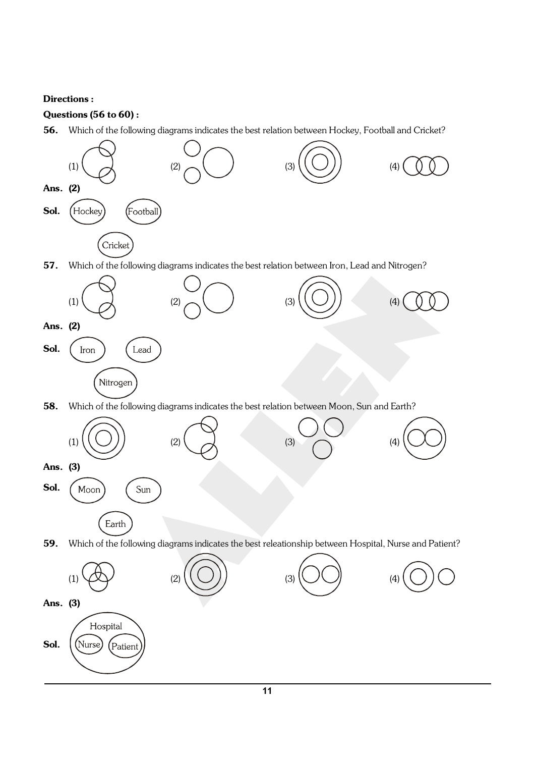**Directions :**

**Questions (56 to 60) :**

**56.** Which of the following diagrams indicates the best relation between Hockey, Football and Cricket?

(1) (2) (3) (4)

**Ans. (2)**

**Sol.** Hockey Football

Cricket

**57.** Which of the following diagrams indicates the best relation between Iron, Lead and Nitrogen?

(1) (2) (3) (4)

**Ans. (2)**

**Sol.** Iron Lead

Nitrogen

**58.** Which of the following diagrams indicates the best relation between Moon, Sun and Earth?

(1) (2) (3) (4)

**Ans. (3)**

**Sol.** Moon Sun

Earth

**59.** Which of the following diagrams indicates the best releationship between Hospital, Nurse and Patient?

(1) (2) (3) (4)

**Ans. (3)**

**Sol.** Hospital

Nurse Patient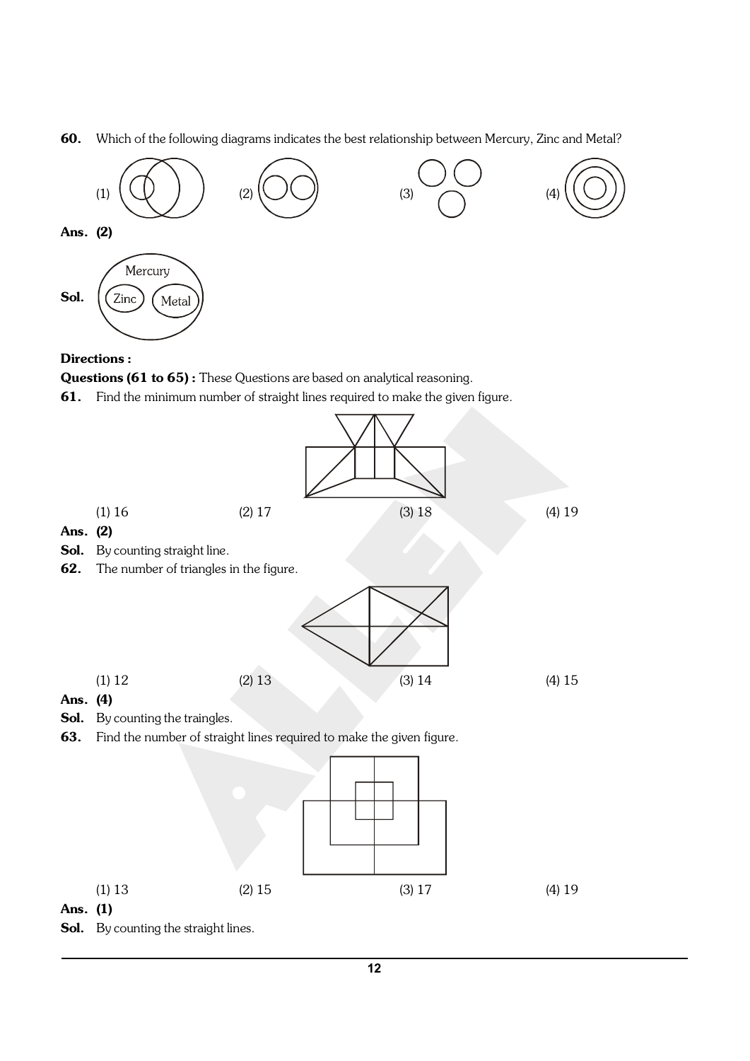**60.** Which of the following diagrams indicates the best relationship between Mercury, Zinc and Metal?

(1) (2) (3) (4)

**Ans. (2)**

**Sol.** Mercury, Zinc, Metal

**Directions :**

**Questions (61 to 65) :** These Questions are based on analytical reasoning.

**61.** Find the minimum number of straight lines required to make the given figure.

(1) 16 (2) 17 (3) 18 (4) 19

**Ans. (2)**

**Sol.** By counting straight line.

**62.** The number of triangles in the figure.

(1) 12 (2) 13 (3) 14 (4) 15

**Ans. (4)**

**Sol.** By counting the traingles.

**63.** Find the number of straight lines required to make the given figure.

(1) 13 (2) 15 (3) 17 (4) 19

**Ans. (1)**

**Sol.** By counting the straight lines.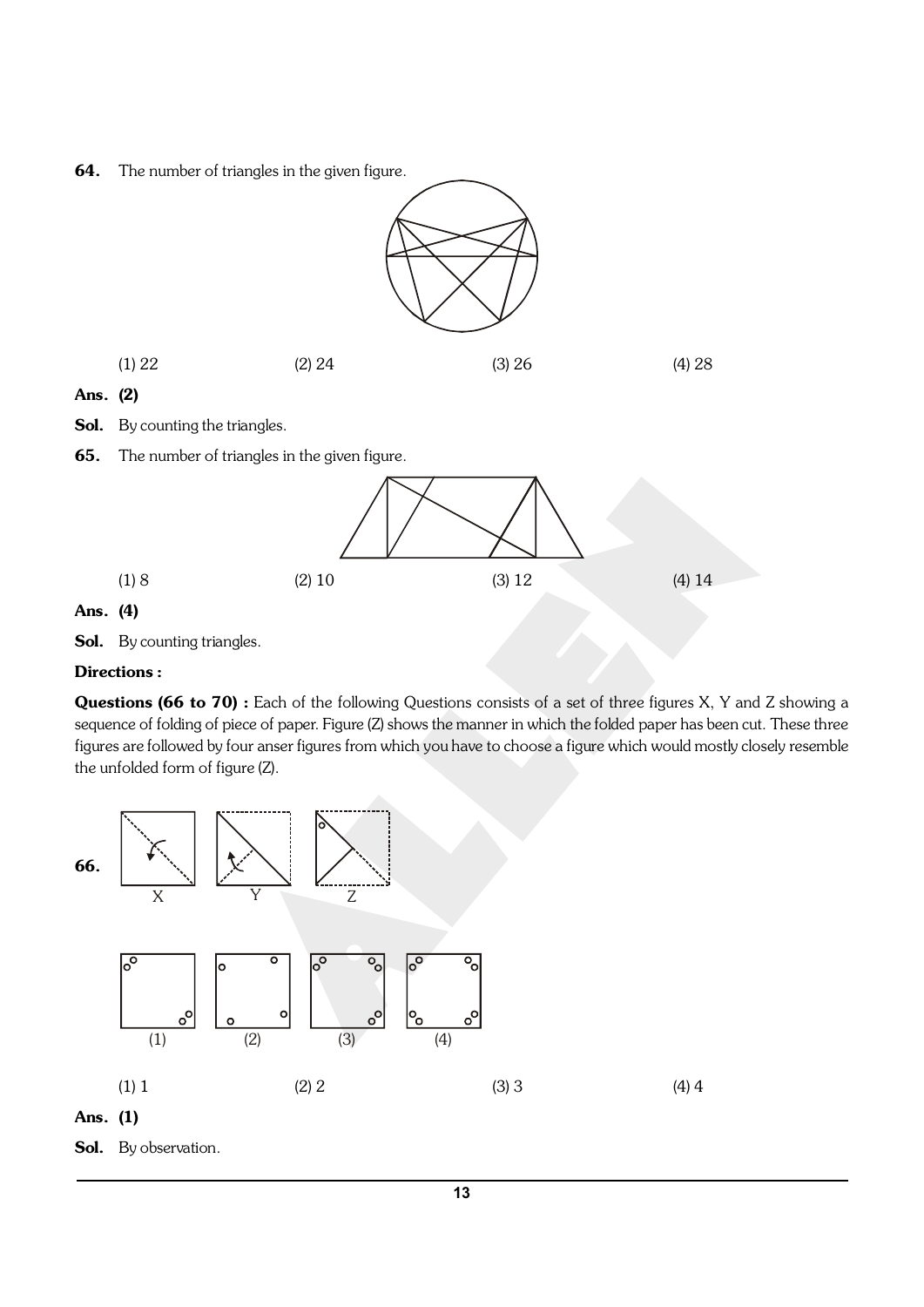**64.** The number of triangles in the given figure.

(1) 22 (2) 24 (3) 26 (4) 28

**Ans. (2)**

**Sol.** By counting the triangles.

**65.** The number of triangles in the given figure.

(1) 8 (2) 10 (3) 12 (4) 14

**Ans. (4)**

**Sol.** By counting triangles.

**Directions :**

**Questions (66 to 70) :** Each of the following Questions consists of a set of three figures X, Y and Z showing a sequence of folding of piece of paper. Figure (Z) shows the manner in which the folded paper has been cut. These three figures are followed by four anser figures from which you have to choose a figure which would mostly closely resemble the unfolded form of figure (Z).

**66.**

X Y Z

(1) (2) (3) (4)

(1) 1 (2) 2 (3) 3 (4) 4

**Ans. (1)**

**Sol.** By observation.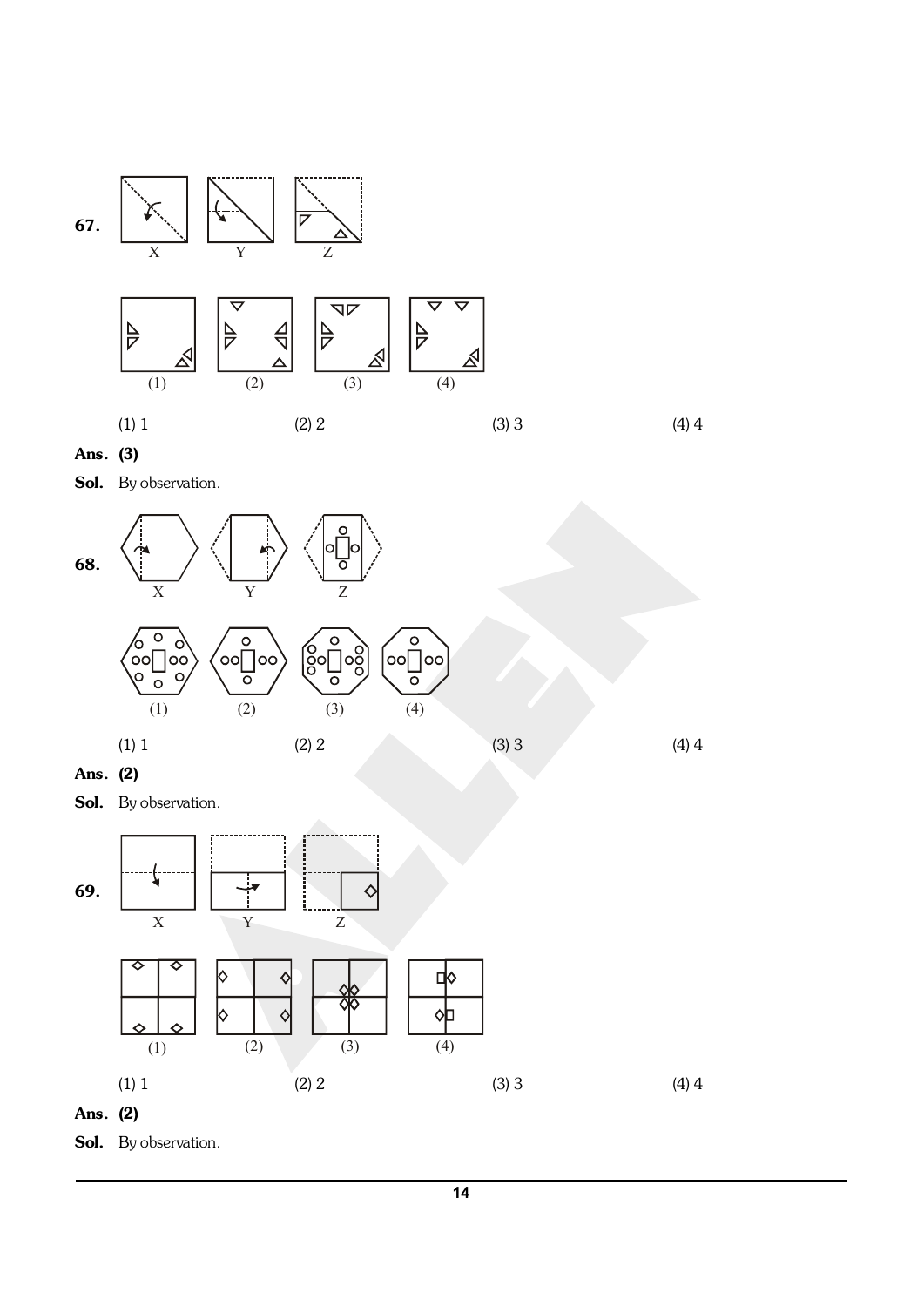**67.**

X Y Z

(1) (2) (3) (4)

(1) 1 (2) 2 (3) 3 (4) 4

**Ans.** **(3)**

**Sol.** By observation.

**68.**

X Y Z

(1) (2) (3) (4)

(1) 1 (2) 2 (3) 3 (4) 4

**Ans.** **(2)**

**Sol.** By observation.

**69.**

X Y Z

(1) (2) (3) (4)

(1) 1 (2) 2 (3) 3 (4) 4

**Ans.** **(2)**

**Sol.** By observation.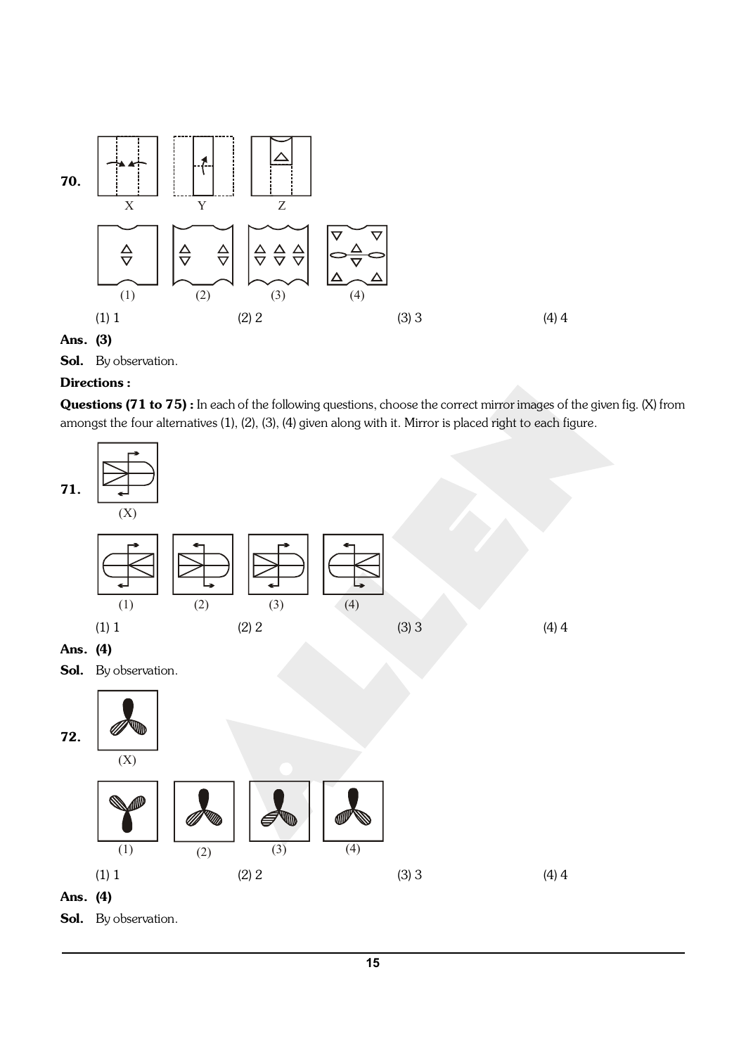**70.**

X　　Y　　Z

(1)　(2)　(3)　(4)

(1) 1　　(2) 2　　(3) 3　　(4) 4

**Ans. (3)**

**Sol.** By observation.

**Directions :**

**Questions (71 to 75) :** In each of the following questions, choose the correct mirror images of the given fig. (X) from amongst the four alternatives (1), (2), (3), (4) given along with it. Mirror is placed right to each figure.

**71.**

(X)

(1)　(2)　(3)　(4)

(1) 1　　(2) 2　　(3) 3　　(4) 4

**Ans. (4)**

**Sol.** By observation.

**72.**

(X)

(1)　(2)　(3)　(4)

(1) 1　　(2) 2　　(3) 3　　(4) 4

**Ans. (4)**

**Sol.** By observation.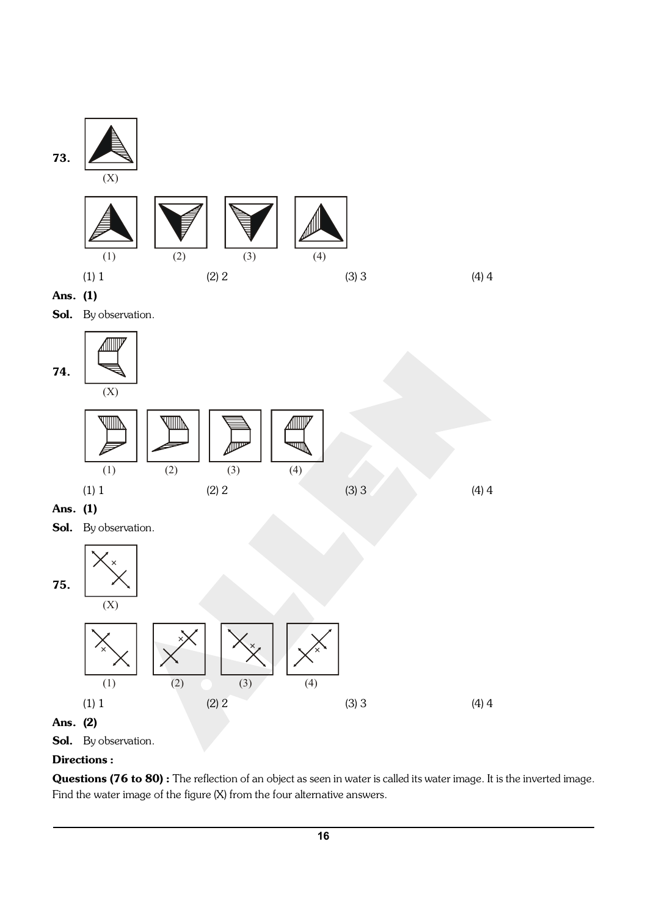**73.**

(X)

(1) (2) (3) (4)

(1) 1 (2) 2 (3) 3 (4) 4

**Ans. (1)**

**Sol.** By observation.

**74.**

(X)

(1) (2) (3) (4)

(1) 1 (2) 2 (3) 3 (4) 4

**Ans. (1)**

**Sol.** By observation.

**75.**

(X)

(1) (2) (3) (4)

(1) 1 (2) 2 (3) 3 (4) 4

**Ans. (2)**

**Sol.** By observation.

**Directions :**

**Questions (76 to 80) :** The reflection of an object as seen in water is called its water image. It is the inverted image. Find the water image of the figure (X) from the four alternative answers.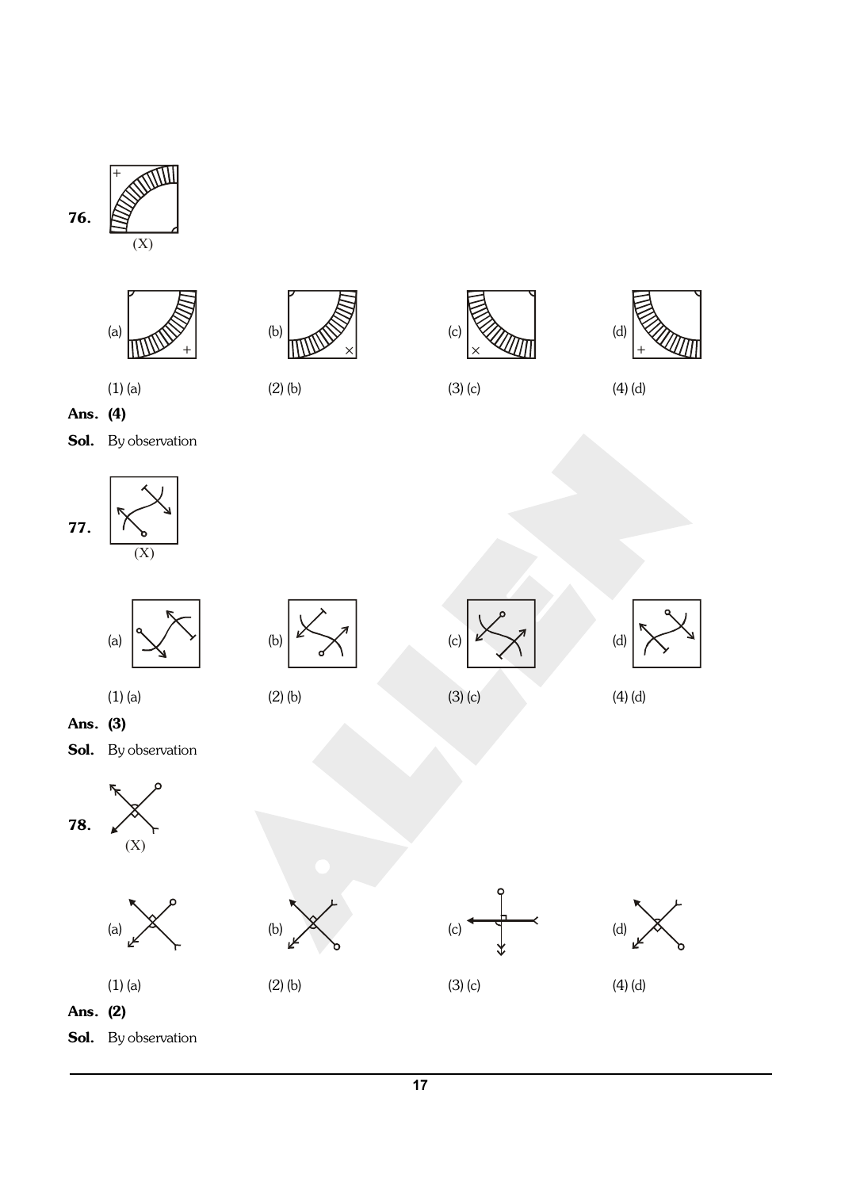**76.**

(X)

(a) (b) (c) (d)

(1) (a) (2) (b) (3) (c) (4) (d)

**Ans. (4)**

**Sol.** By observation

**77.**

(X)

(a) (b) (c) (d)

(1) (a) (2) (b) (3) (c) (4) (d)

**Ans. (3)**

**Sol.** By observation

**78.**

(X)

(a) (b) (c) (d)

(1) (a) (2) (b) (3) (c) (4) (d)

**Ans. (2)**

**Sol.** By observation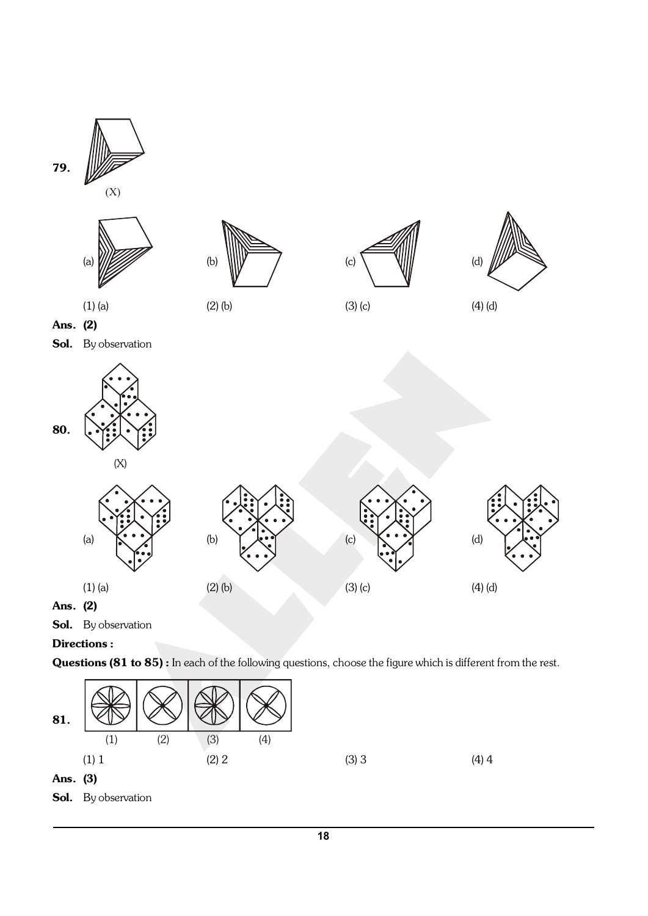**79.**

(X)

(a) (b) (c) (d)

(1) (a) (2) (b) (3) (c) (4) (d)

**Ans. (2)**

**Sol.** By observation

**80.**

(X)

(a) (b) (c) (d)

(1) (a) (2) (b) (3) (c) (4) (d)

**Ans. (2)**

**Sol.** By observation

**Directions :**

**Questions (81 to 85) :** In each of the following questions, choose the figure which is different from the rest.

**81.**

(1) (2) (3) (4)

(1) 1 (2) 2 (3) 3 (4) 4

**Ans. (3)**

**Sol.** By observation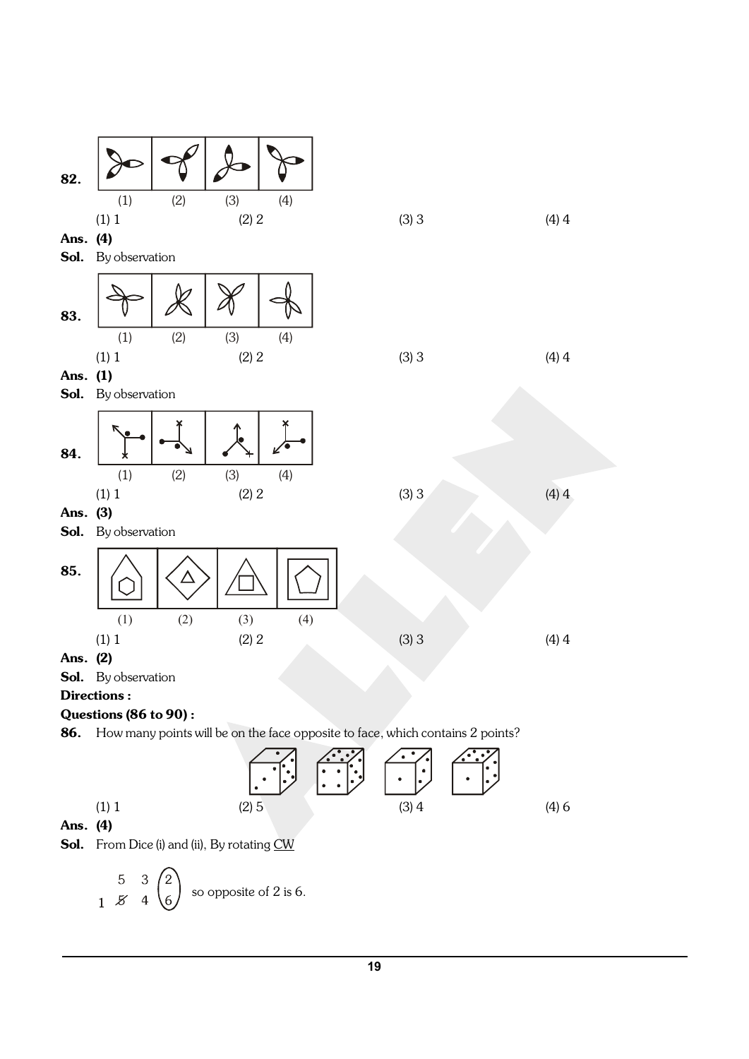**82.**

(1) 1 (2) 2 (3) 3 (4) 4

**Ans. (4)**

**Sol.** By observation

**83.**

(1) 1 (2) 2 (3) 3 (4) 4

**Ans. (1)**

**Sol.** By observation

**84.**

(1) 1 (2) 2 (3) 3 (4) 4

**Ans. (3)**

**Sol.** By observation

**85.**

(1) 1 (2) 2 (3) 3 (4) 4

**Ans. (2)**

**Sol.** By observation

**Directions :**

**Questions (86 to 90) :**

**86.** How many points will be on the face opposite to face, which contains 2 points?

(1) 1 (2) 5 (3) 4 (4) 6

**Ans. (4)**

**Sol.** From Dice (i) and (ii), By rotating CW

```
   5  3  (2)
1  5̸  4  (6)
```

so opposite of 2 is 6.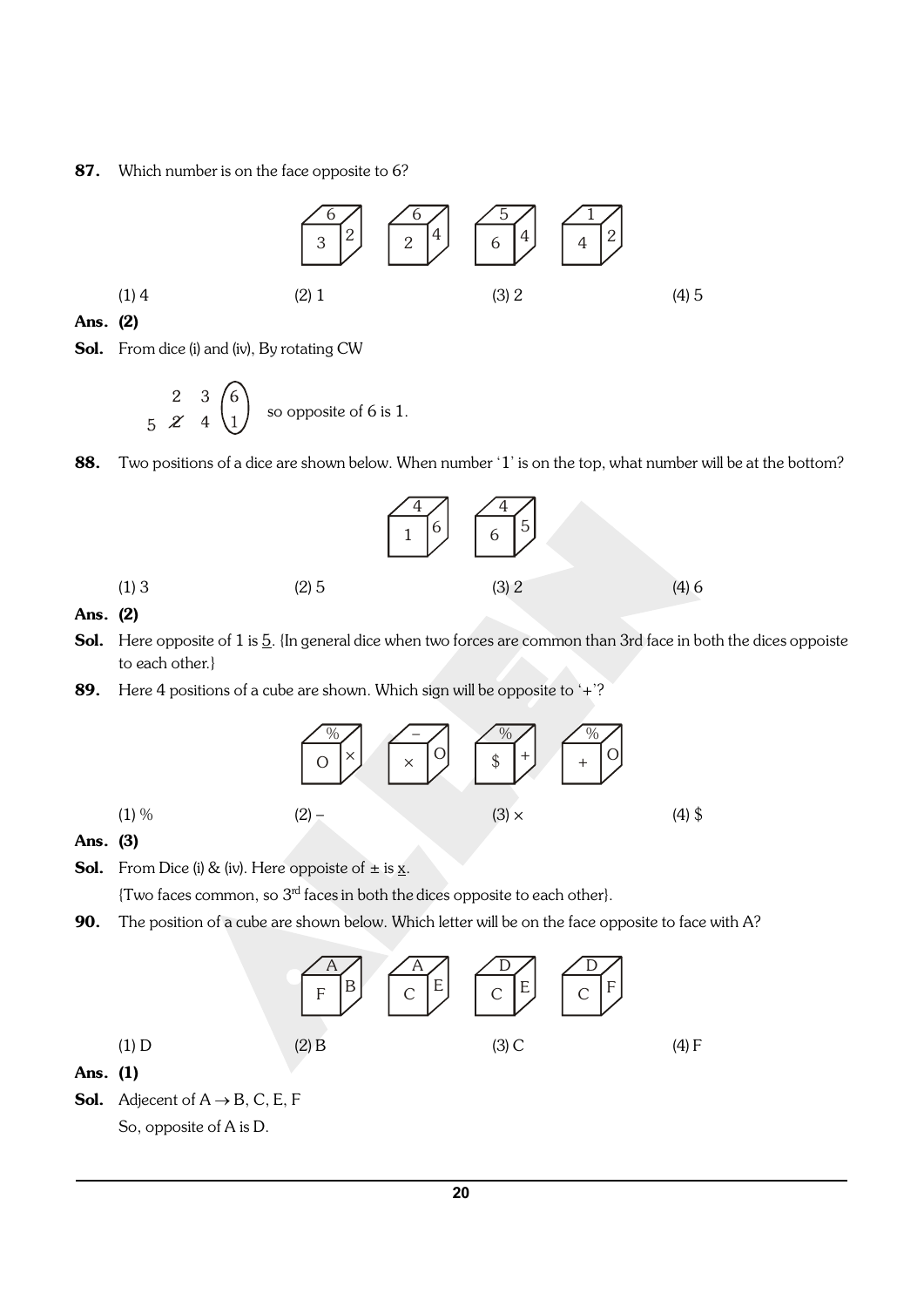**87.** Which number is on the face opposite to 6?

(1) 4 (2) 1 (3) 2 (4) 5

**Ans. (2)**

**Sol.** From dice (i) and (iv), By rotating CW

2 3 (6)
5 ~~2~~ 4 (1) so opposite of 6 is 1.

**88.** Two positions of a dice are shown below. When number '1' is on the top, what number will be at the bottom?

(1) 3 (2) 5 (3) 2 (4) 6

**Ans. (2)**

**Sol.** Here opposite of 1 is 5. {In general dice when two forces are common than 3rd face in both the dices oppoiste to each other.}

**89.** Here 4 positions of a cube are shown. Which sign will be opposite to '+'?

(1) % (2) – (3) × (4) $

**Ans. (3)**

**Sol.** From Dice (i) & (iv). Here oppoiste of ± is x.

{Two faces common, so 3rd faces in both the dices opposite to each other}.

**90.** The position of a cube are shown below. Which letter will be on the face opposite to face with A?

(1) D (2) B (3) C (4) F

**Ans. (1)**

**Sol.** Adjecent of A $\rightarrow$ B, C, E, F

So, opposite of A is D.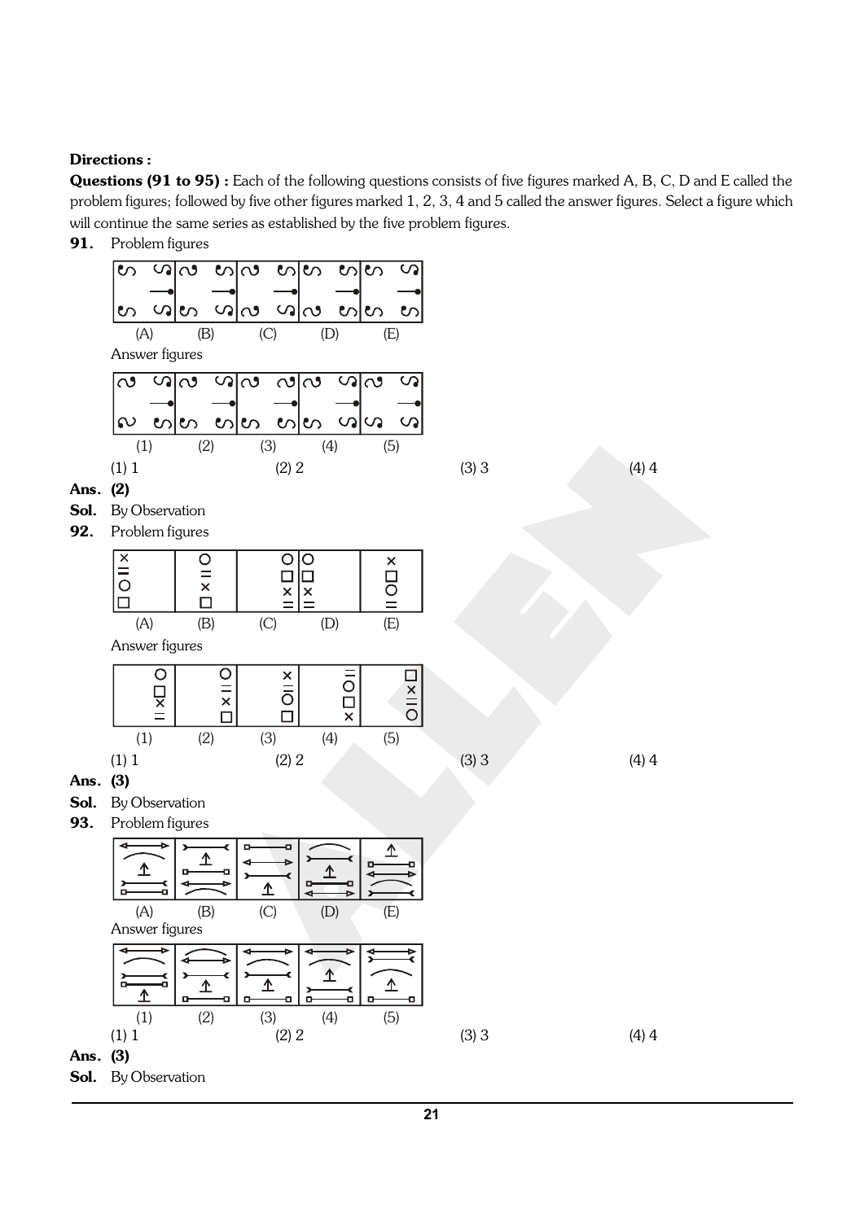**Directions :**

**Questions (91 to 95) :** Each of the following questions consists of five figures marked A, B, C, D and E called the problem figures; followed by five other figures marked 1, 2, 3, 4 and 5 called the answer figures. Select a figure which will continue the same series as established by the five problem figures.

**91.** Problem figures

(A) (B) (C) (D) (E)

Answer figures

(1) (2) (3) (4) (5)

(1) 1 (2) 2 (3) 3 (4) 4

**Ans.** **(2)**

**Sol.** By Observation

**92.** Problem figures

(A) (B) (C) (D) (E)

Answer figures

(1) (2) (3) (4) (5)

(1) 1 (2) 2 (3) 3 (4) 4

**Ans.** **(3)**

**Sol.** By Observation

**93.** Problem figures

(A) (B) (C) (D) (E)

Answer figures

(1) (2) (3) (4) (5)

(1) 1 (2) 2 (3) 3 (4) 4

**Ans.** **(3)**

**Sol.** By Observation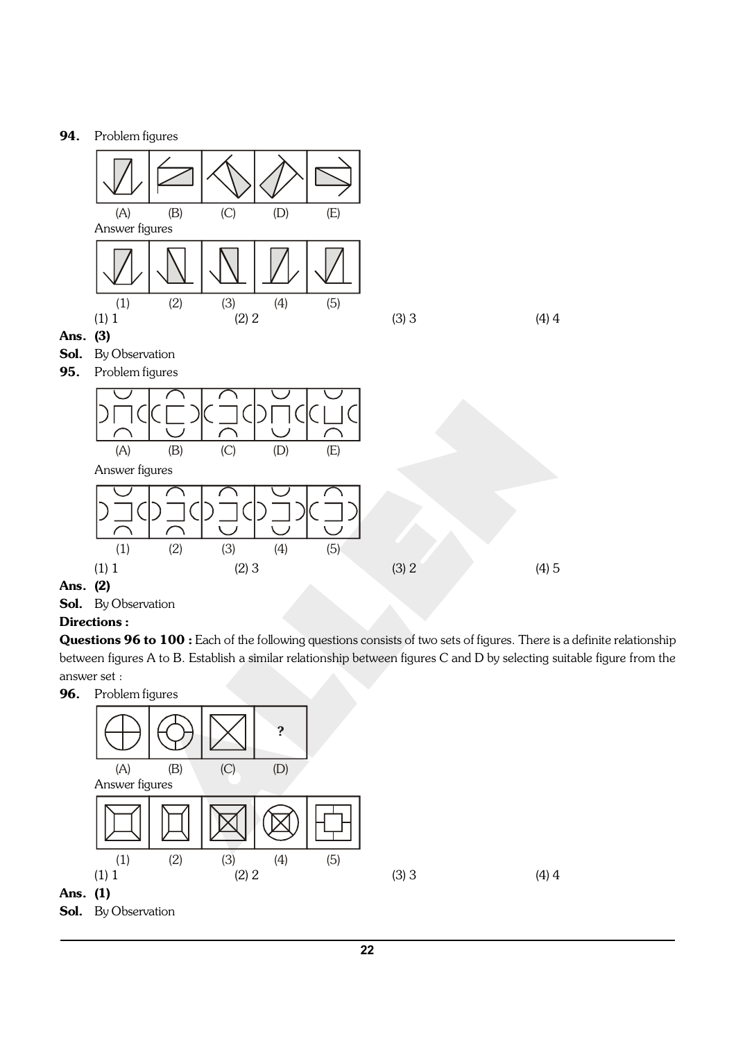**94.** Problem figures

(A) (B) (C) (D) (E)

Answer figures

(1) (2) (3) (4) (5)

(1) 1 (2) 2 (3) 3 (4) 4

**Ans. (3)**

**Sol.** By Observation

**95.** Problem figures

(A) (B) (C) (D) (E)

Answer figures

(1) (2) (3) (4) (5)

(1) 1 (2) 3 (3) 2 (4) 5

**Ans. (2)**

**Sol.** By Observation

**Directions :**

**Questions 96 to 100 :** Each of the following questions consists of two sets of figures. There is a definite relationship between figures A to B. Establish a similar relationship between figures C and D by selecting suitable figure from the answer set :

**96.** Problem figures

(A) (B) (C) (D) ?

Answer figures

(1) (2) (3) (4) (5)

(1) 1 (2) 2 (3) 3 (4) 4

**Ans. (1)**

**Sol.** By Observation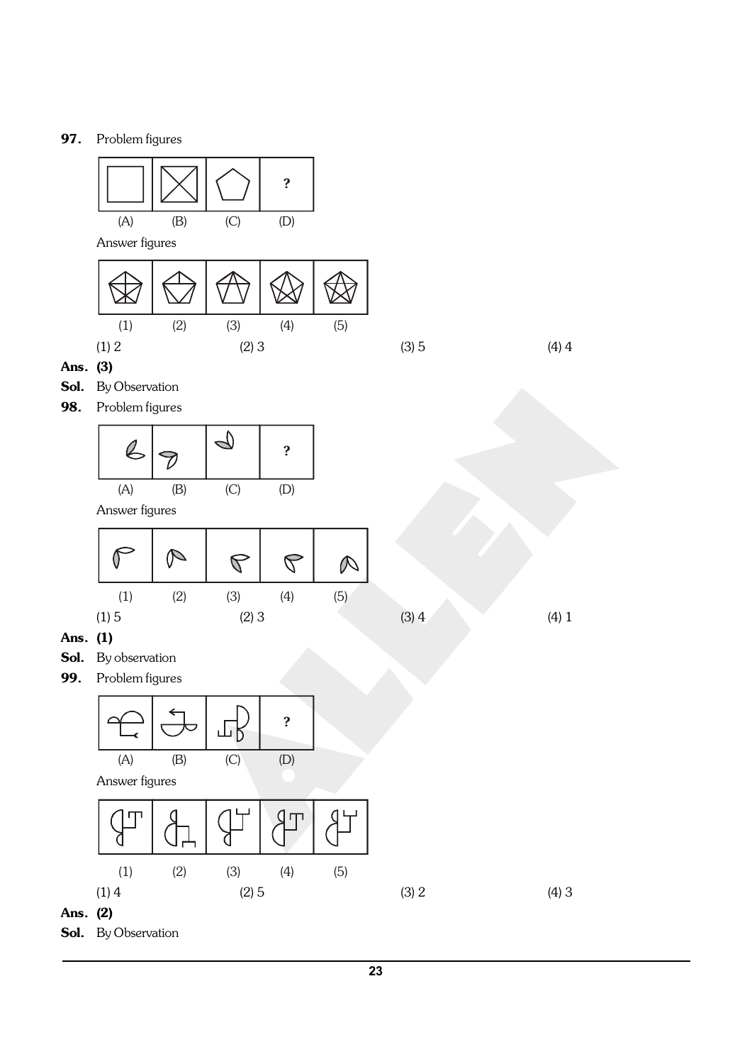**97.** Problem figures

(A) (B) (C) (D)

Answer figures

(1) (2) (3) (4) (5)

(1) 2 (2) 3 (3) 5 (4) 4

**Ans. (3)**

**Sol.** By Observation

**98.** Problem figures

(A) (B) (C) (D)

Answer figures

(1) (2) (3) (4) (5)

(1) 5 (2) 3 (3) 4 (4) 1

**Ans. (1)**

**Sol.** By observation

**99.** Problem figures

(A) (B) (C) (D)

Answer figures

(1) (2) (3) (4) (5)

(1) 4 (2) 5 (3) 2 (4) 3

**Ans. (2)**

**Sol.** By Observation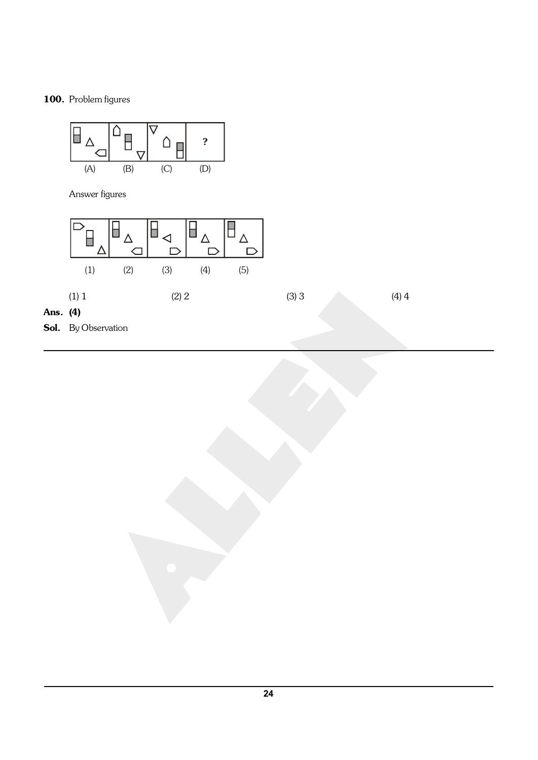**100.** Problem figures

(A) (B) (C) (D)

Answer figures

(1) (2) (3) (4) (5)

(1) 1 (2) 2 (3) 3 (4) 4

**Ans. (4)**

**Sol.** By Observation